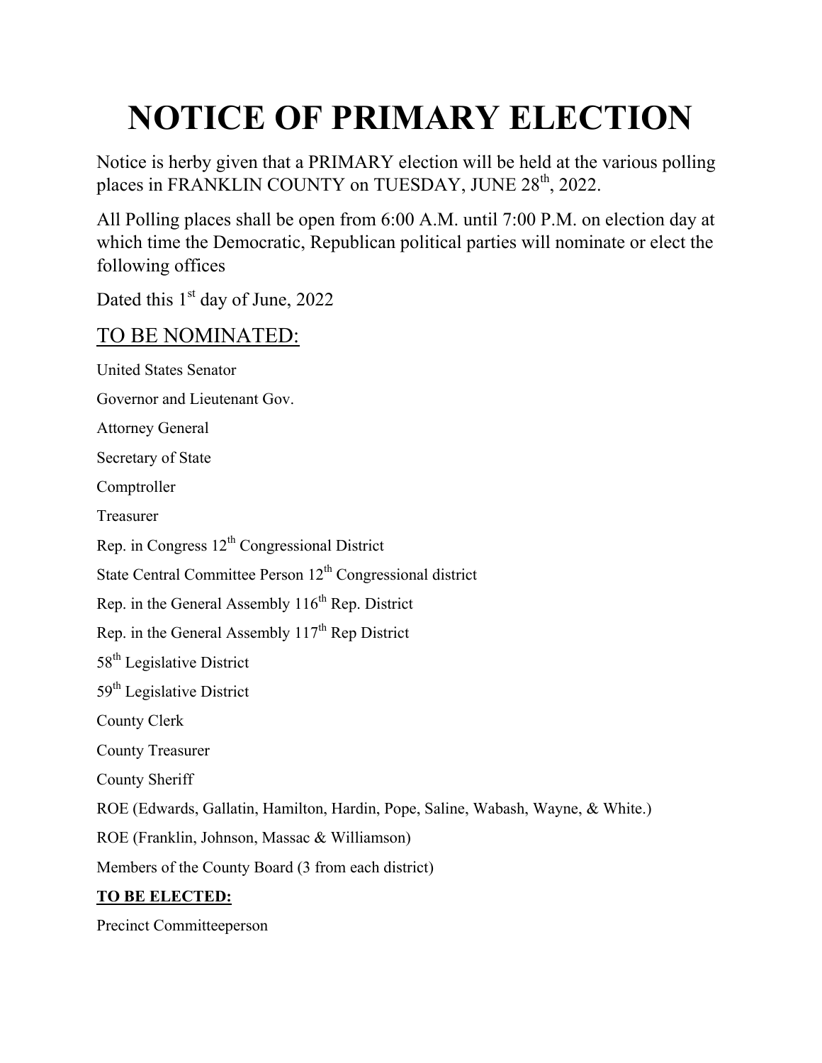# NOTICE OF PRIMARY ELECTION

Notice is herby given that a PRIMARY election will be held at the various polling places in FRANKLIN COUNTY on TUESDAY, JUNE 28th, 2022.

All Polling places shall be open from 6:00 A.M. until 7:00 P.M. on election day at which time the Democratic, Republican political parties will nominate or elect the following offices

Dated this 1st day of June, 2022

## TO BE NOMINATED:

United States Senator

Governor and Lieutenant Gov.

Attorney General

Secretary of State

Comptroller

Treasurer

Rep. in Congress 12th Congressional District

State Central Committee Person 12th Congressional district

Rep. in the General Assembly 116th Rep. District

Rep. in the General Assembly 117th Rep District

58th Legislative District

59th Legislative District

County Clerk

County Treasurer

County Sheriff

ROE (Edwards, Gallatin, Hamilton, Hardin, Pope, Saline, Wabash, Wayne, & White.)

ROE (Franklin, Johnson, Massac & Williamson)

Members of the County Board (3 from each district)

**TO BE ELECTED:**

Precinct Committeeperson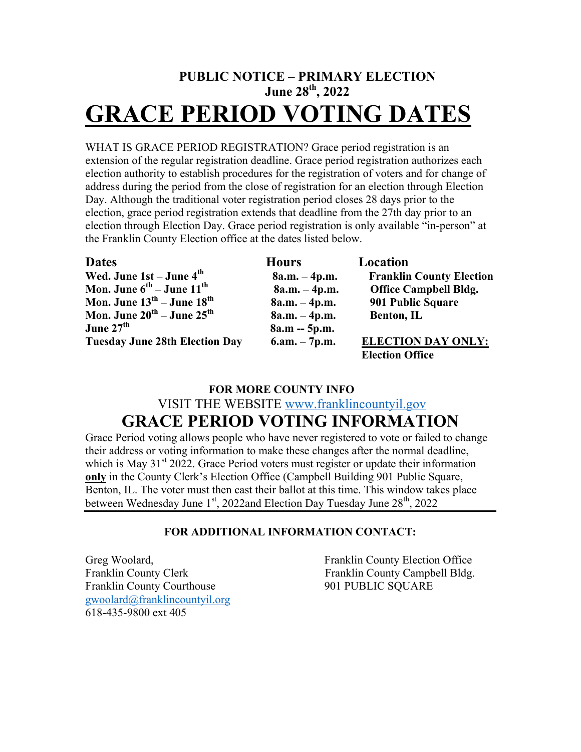## PUBLIC NOTICE – PRIMARY ELECTION
## June 28th, 2022

# GRACE PERIOD VOTING DATES

WHAT IS GRACE PERIOD REGISTRATION? Grace period registration is an extension of the regular registration deadline. Grace period registration authorizes each election authority to establish procedures for the registration of voters and for change of address during the period from the close of registration for an election through Election Day. Although the traditional voter registration period closes 28 days prior to the election, grace period registration extends that deadline from the 27th day prior to an election through Election Day. Grace period registration is only available "in-person" at the Franklin County Election office at the dates listed below.

| Dates | Hours | Location |
| --- | --- | --- |
| **Wed. June 1st – June 4th** | **8a.m. – 4p.m.** | **Franklin County Election** |
| **Mon. June 6th – June 11th** | **8a.m. – 4p.m.** | **Office Campbell Bldg.** |
| **Mon. June 13th – June 18th** | **8a.m. – 4p.m.** | **901 Public Square** |
| **Mon. June 20th – June 25th** | **8a.m. – 4p.m.** | **Benton, IL** |
| **June 27th** | **8a.m -- 5p.m.** | |
| **Tuesday June 28th Election Day** | **6.am. – 7p.m.** | **ELECTION DAY ONLY: Election Office** |

**FOR MORE COUNTY INFO**

VISIT THE WEBSITE www.franklincountyil.gov

## GRACE PERIOD VOTING INFORMATION

Grace Period voting allows people who have never registered to vote or failed to change their address or voting information to make these changes after the normal deadline, which is May 31st 2022. Grace Period voters must register or update their information **only** in the County Clerk's Election Office (Campbell Building 901 Public Square, Benton, IL. The voter must then cast their ballot at this time. This window takes place between Wednesday June 1st, 2022and Election Day Tuesday June 28th, 2022

**FOR ADDITIONAL INFORMATION CONTACT:**

Greg Woolard,
Franklin County Clerk
Franklin County Courthouse
gwoolard@franklincountyil.org
618-435-9800 ext 405

Franklin County Election Office
Franklin County Campbell Bldg.
901 PUBLIC SQUARE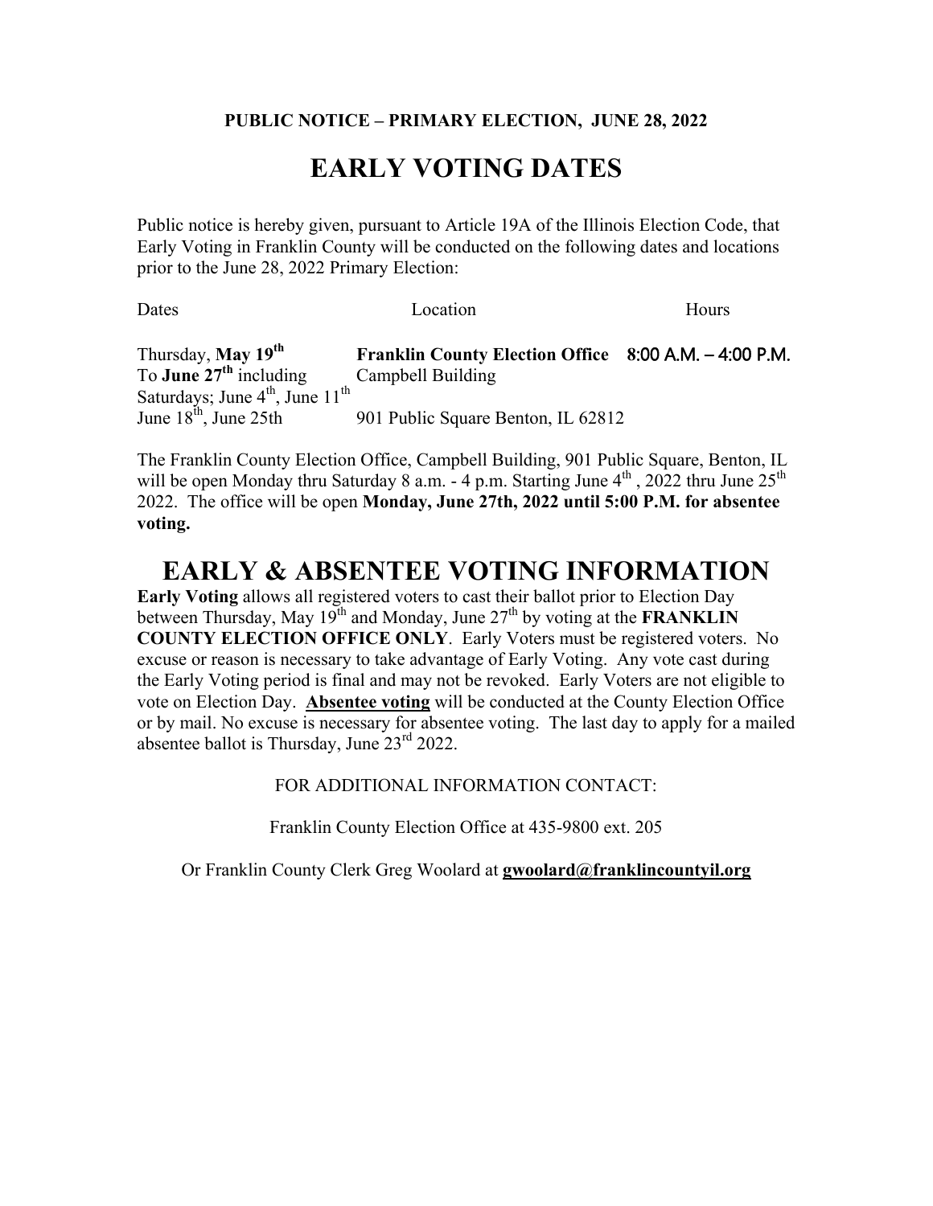**PUBLIC NOTICE – PRIMARY ELECTION, JUNE 28, 2022**

# EARLY VOTING DATES

Public notice is hereby given, pursuant to Article 19A of the Illinois Election Code, that Early Voting in Franklin County will be conducted on the following dates and locations prior to the June 28, 2022 Primary Election:

| Dates | Location | Hours |
|---|---|---|
| Thursday, **May 19th** To **June 27th** including Saturdays; June 4th, June 11th June 18th, June 25th | **Franklin County Election Office** Campbell Building 901 Public Square Benton, IL 62812 | 8:00 A.M. – 4:00 P.M. |

The Franklin County Election Office, Campbell Building, 901 Public Square, Benton, IL will be open Monday thru Saturday 8 a.m. - 4 p.m. Starting June 4th , 2022 thru June 25th 2022. The office will be open **Monday, June 27th, 2022 until 5:00 P.M. for absentee voting.**

# EARLY & ABSENTEE VOTING INFORMATION

**Early Voting** allows all registered voters to cast their ballot prior to Election Day between Thursday, May 19th and Monday, June 27th by voting at the **FRANKLIN COUNTY ELECTION OFFICE ONLY**. Early Voters must be registered voters. No excuse or reason is necessary to take advantage of Early Voting. Any vote cast during the Early Voting period is final and may not be revoked. Early Voters are not eligible to vote on Election Day. **Absentee voting** will be conducted at the County Election Office or by mail. No excuse is necessary for absentee voting. The last day to apply for a mailed absentee ballot is Thursday, June 23rd 2022.

FOR ADDITIONAL INFORMATION CONTACT:

Franklin County Election Office at 435-9800 ext. 205

Or Franklin County Clerk Greg Woolard at **gwoolard@franklincountyil.org**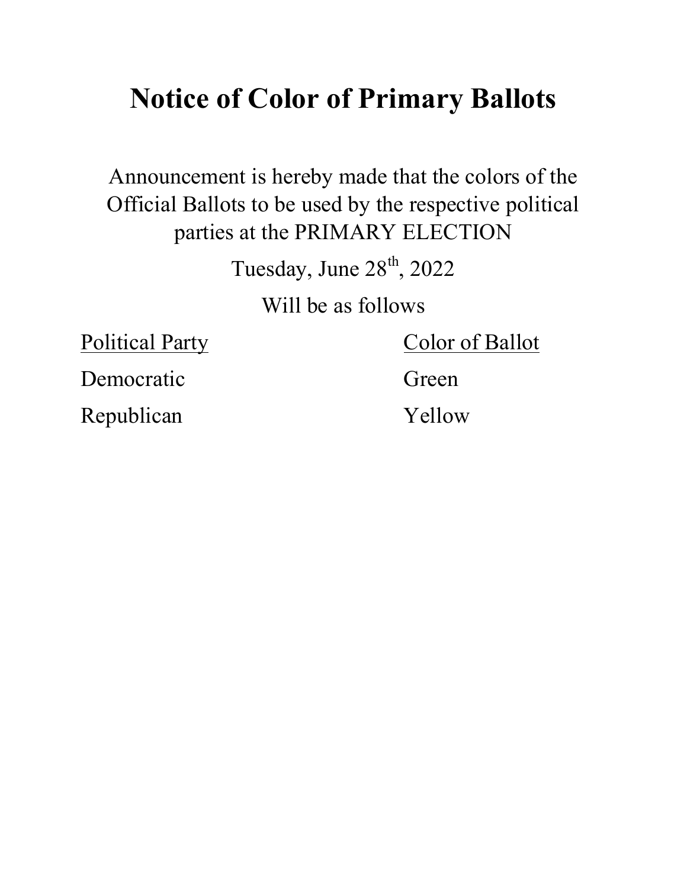# Notice of Color of Primary Ballots

Announcement is hereby made that the colors of the Official Ballots to be used by the respective political parties at the PRIMARY ELECTION

Tuesday, June 28th, 2022

Will be as follows

| Political Party | Color of Ballot |
|---|---|
| Democratic | Green |
| Republican | Yellow |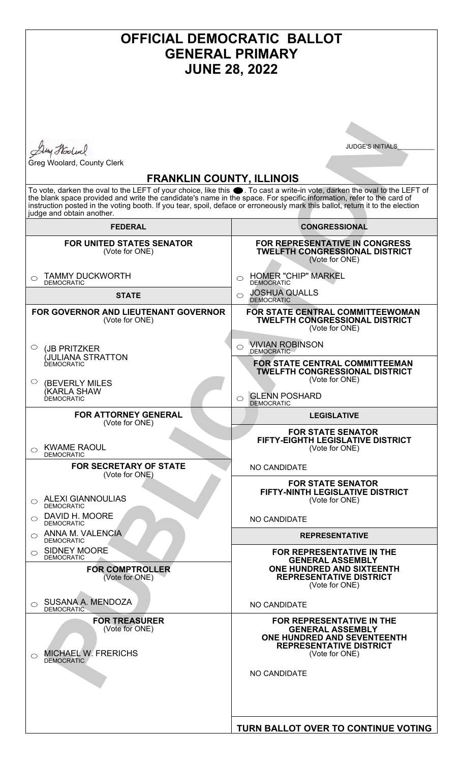# OFFICIAL DEMOCRATIC BALLOT
# GENERAL PRIMARY
# JUNE 28, 2022

Greg Woolard, County Clerk

JUDGE'S INITIALS__________

## FRANKLIN COUNTY, ILLINOIS

To vote, darken the oval to the LEFT of your choice, like this ●. To cast a write-in vote, darken the oval to the LEFT of the blank space provided and write the candidate's name in the space. For specific information, refer to the card of instruction posted in the voting booth. If you tear, spoil, deface or erroneously mark this ballot, return it to the election judge and obtain another.

PUBLICATION

### FEDERAL

**FOR UNITED STATES SENATOR**
(Vote for ONE)

- ○ TAMMY DUCKWORTH — DEMOCRATIC

### STATE

**FOR GOVERNOR AND LIEUTENANT GOVERNOR**
(Vote for ONE)

- ○ (JB PRITZKER / (JULIANA STRATTON — DEMOCRATIC
- ○ (BEVERLY MILES / (KARLA SHAW — DEMOCRATIC

**FOR ATTORNEY GENERAL**
(Vote for ONE)

- ○ KWAME RAOUL — DEMOCRATIC

**FOR SECRETARY OF STATE**
(Vote for ONE)

- ○ ALEXI GIANNOULIAS — DEMOCRATIC
- ○ DAVID H. MOORE — DEMOCRATIC
- ○ ANNA M. VALENCIA — DEMOCRATIC
- ○ SIDNEY MOORE — DEMOCRATIC

**FOR COMPTROLLER**
(Vote for ONE)

- ○ SUSANA A. MENDOZA — DEMOCRATIC

**FOR TREASURER**
(Vote for ONE)

- ○ MICHAEL W. FRERICHS — DEMOCRATIC

### CONGRESSIONAL

**FOR REPRESENTATIVE IN CONGRESS TWELFTH CONGRESSIONAL DISTRICT**
(Vote for ONE)

- ○ HOMER "CHIP" MARKEL — DEMOCRATIC
- ○ JOSHUA QUALLS — DEMOCRATIC

**FOR STATE CENTRAL COMMITTEEWOMAN TWELFTH CONGRESSIONAL DISTRICT**
(Vote for ONE)

- ○ VIVIAN ROBINSON — DEMOCRATIC

**FOR STATE CENTRAL COMMITTEEMAN TWELFTH CONGRESSIONAL DISTRICT**
(Vote for ONE)

- ○ GLENN POSHARD — DEMOCRATIC

### LEGISLATIVE

**FOR STATE SENATOR FIFTY-EIGHTH LEGISLATIVE DISTRICT**
(Vote for ONE)

NO CANDIDATE

**FOR STATE SENATOR FIFTY-NINTH LEGISLATIVE DISTRICT**
(Vote for ONE)

NO CANDIDATE

### REPRESENTATIVE

**FOR REPRESENTATIVE IN THE GENERAL ASSEMBLY ONE HUNDRED AND SIXTEENTH REPRESENTATIVE DISTRICT**
(Vote for ONE)

NO CANDIDATE

**FOR REPRESENTATIVE IN THE GENERAL ASSEMBLY ONE HUNDRED AND SEVENTEENTH REPRESENTATIVE DISTRICT**
(Vote for ONE)

NO CANDIDATE

**TURN BALLOT OVER TO CONTINUE VOTING**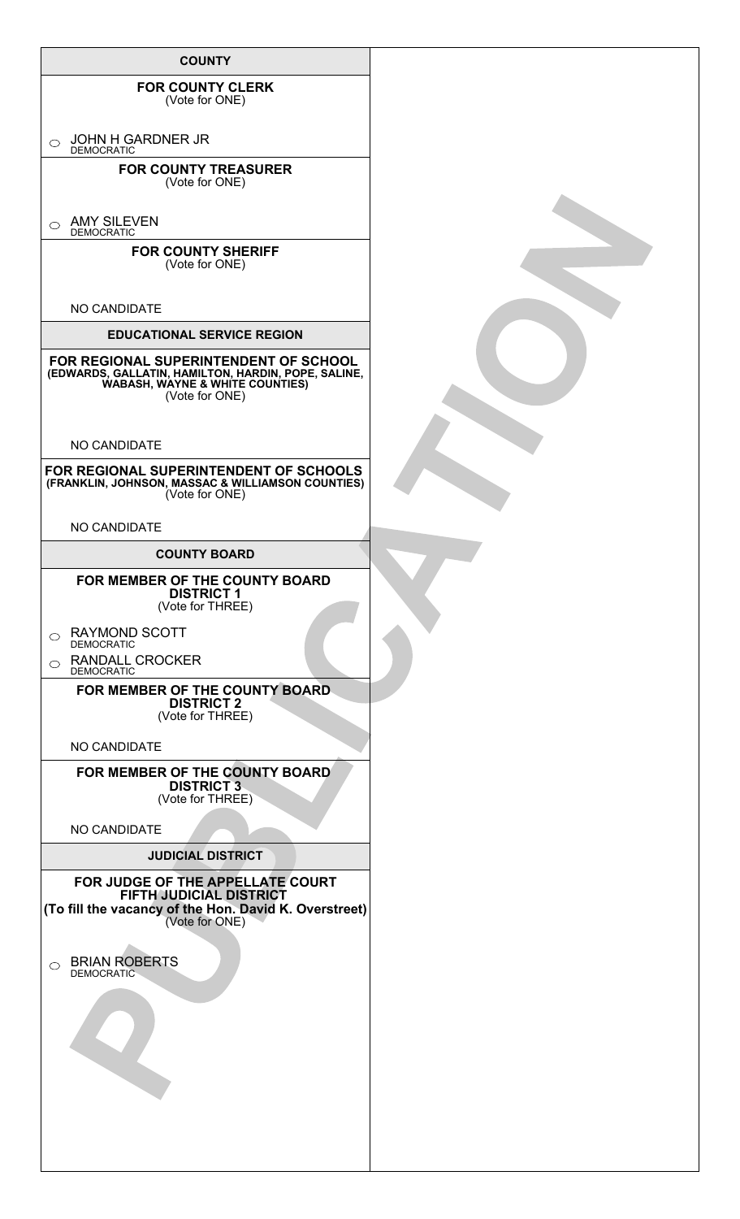## COUNTY

### FOR COUNTY CLERK
(Vote for ONE)

- ○ JOHN H GARDNER JR
  DEMOCRATIC

### FOR COUNTY TREASURER
(Vote for ONE)

- ○ AMY SILEVEN
  DEMOCRATIC

### FOR COUNTY SHERIFF
(Vote for ONE)

NO CANDIDATE

## EDUCATIONAL SERVICE REGION

### FOR REGIONAL SUPERINTENDENT OF SCHOOL
**(EDWARDS, GALLATIN, HAMILTON, HARDIN, POPE, SALINE, WABASH, WAYNE & WHITE COUNTIES)**
(Vote for ONE)

NO CANDIDATE

### FOR REGIONAL SUPERINTENDENT OF SCHOOLS
**(FRANKLIN, JOHNSON, MASSAC & WILLIAMSON COUNTIES)**
(Vote for ONE)

NO CANDIDATE

## COUNTY BOARD

### FOR MEMBER OF THE COUNTY BOARD DISTRICT 1
(Vote for THREE)

- ○ RAYMOND SCOTT
  DEMOCRATIC
- ○ RANDALL CROCKER
  DEMOCRATIC

### FOR MEMBER OF THE COUNTY BOARD DISTRICT 2
(Vote for THREE)

NO CANDIDATE

### FOR MEMBER OF THE COUNTY BOARD DISTRICT 3
(Vote for THREE)

NO CANDIDATE

## JUDICIAL DISTRICT

### FOR JUDGE OF THE APPELLATE COURT FIFTH JUDICIAL DISTRICT
**(To fill the vacancy of the Hon. David K. Overstreet)**
(Vote for ONE)

- ○ BRIAN ROBERTS
  DEMOCRATIC

PUBLICATION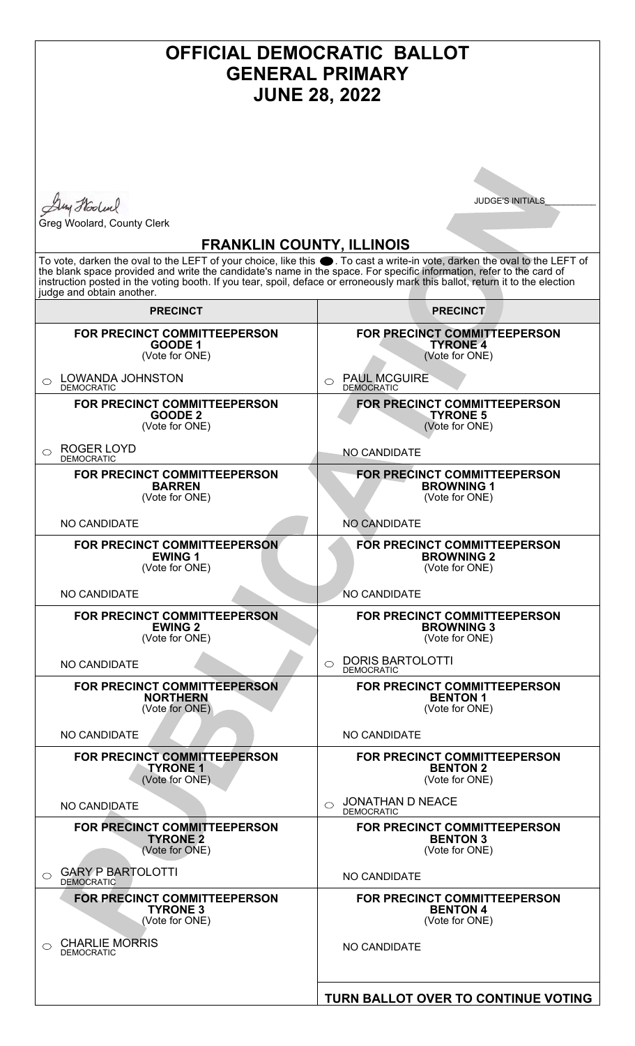# OFFICIAL DEMOCRATIC BALLOT
# GENERAL PRIMARY
# JUNE 28, 2022

Greg Woolard, County Clerk

JUDGE'S INITIALS\_\_\_\_\_\_\_\_\_\_

## FRANKLIN COUNTY, ILLINOIS

To vote, darken the oval to the LEFT of your choice, like this ●. To cast a write-in vote, darken the oval to the LEFT of the blank space provided and write the candidate's name in the space. For specific information, refer to the card of instruction posted in the voting booth. If you tear, spoil, deface or erroneously mark this ballot, return it to the election judge and obtain another.

### PRECINCT

**FOR PRECINCT COMMITTEEPERSON**
**GOODE 1**
(Vote for ONE)

○ LOWANDA JOHNSTON
DEMOCRATIC

**FOR PRECINCT COMMITTEEPERSON**
**GOODE 2**
(Vote for ONE)

○ ROGER LOYD
DEMOCRATIC

**FOR PRECINCT COMMITTEEPERSON**
**BARREN**
(Vote for ONE)

NO CANDIDATE

**FOR PRECINCT COMMITTEEPERSON**
**EWING 1**
(Vote for ONE)

NO CANDIDATE

**FOR PRECINCT COMMITTEEPERSON**
**EWING 2**
(Vote for ONE)

NO CANDIDATE

**FOR PRECINCT COMMITTEEPERSON**
**NORTHERN**
(Vote for ONE)

NO CANDIDATE

**FOR PRECINCT COMMITTEEPERSON**
**TYRONE 1**
(Vote for ONE)

NO CANDIDATE

**FOR PRECINCT COMMITTEEPERSON**
**TYRONE 2**
(Vote for ONE)

○ GARY P BARTOLOTTI
DEMOCRATIC

**FOR PRECINCT COMMITTEEPERSON**
**TYRONE 3**
(Vote for ONE)

○ CHARLIE MORRIS
DEMOCRATIC

### PRECINCT

**FOR PRECINCT COMMITTEEPERSON**
**TYRONE 4**
(Vote for ONE)

○ PAUL MCGUIRE
DEMOCRATIC

**FOR PRECINCT COMMITTEEPERSON**
**TYRONE 5**
(Vote for ONE)

NO CANDIDATE

**FOR PRECINCT COMMITTEEPERSON**
**BROWNING 1**
(Vote for ONE)

NO CANDIDATE

**FOR PRECINCT COMMITTEEPERSON**
**BROWNING 2**
(Vote for ONE)

NO CANDIDATE

**FOR PRECINCT COMMITTEEPERSON**
**BROWNING 3**
(Vote for ONE)

○ DORIS BARTOLOTTI
DEMOCRATIC

**FOR PRECINCT COMMITTEEPERSON**
**BENTON 1**
(Vote for ONE)

NO CANDIDATE

**FOR PRECINCT COMMITTEEPERSON**
**BENTON 2**
(Vote for ONE)

○ JONATHAN D NEACE
DEMOCRATIC

**FOR PRECINCT COMMITTEEPERSON**
**BENTON 3**
(Vote for ONE)

NO CANDIDATE

**FOR PRECINCT COMMITTEEPERSON**
**BENTON 4**
(Vote for ONE)

NO CANDIDATE

**TURN BALLOT OVER TO CONTINUE VOTING**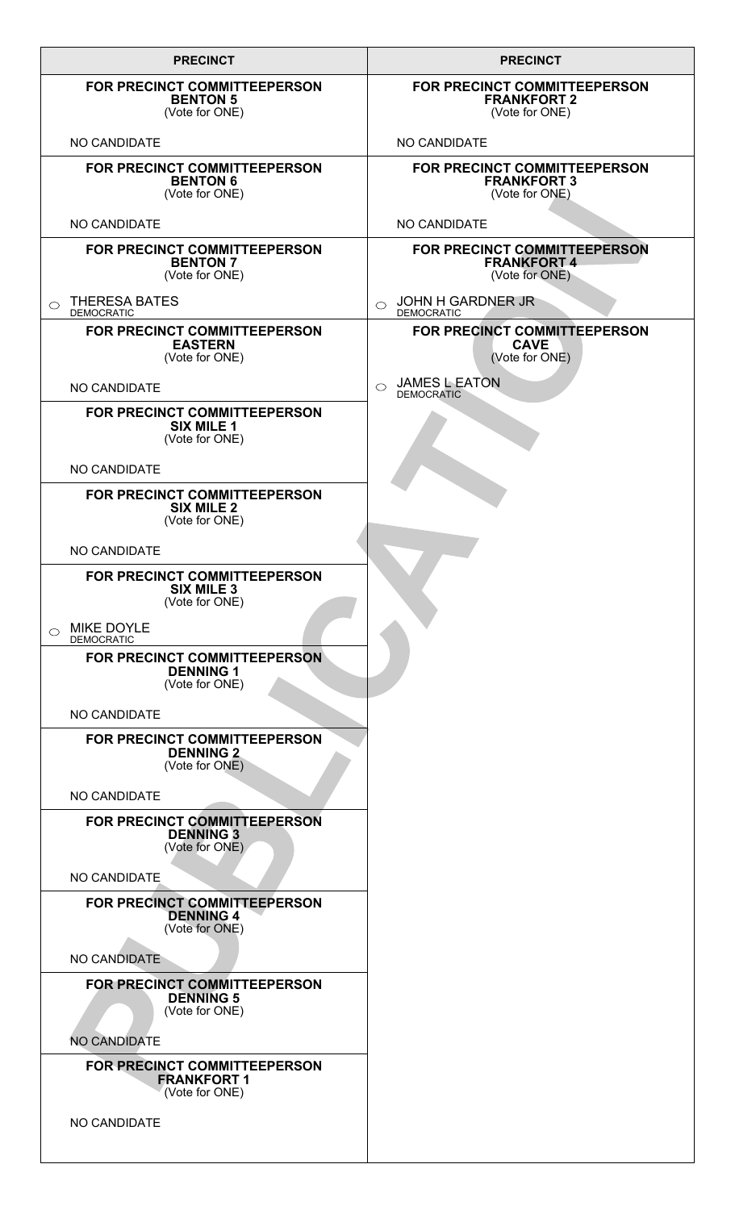## PRECINCT

**FOR PRECINCT COMMITTEEPERSON**
**BENTON 5**
(Vote for ONE)

NO CANDIDATE

**FOR PRECINCT COMMITTEEPERSON**
**BENTON 6**
(Vote for ONE)

NO CANDIDATE

**FOR PRECINCT COMMITTEEPERSON**
**BENTON 7**
(Vote for ONE)

- ○ THERESA BATES
  DEMOCRATIC

**FOR PRECINCT COMMITTEEPERSON**
**EASTERN**
(Vote for ONE)

NO CANDIDATE

**FOR PRECINCT COMMITTEEPERSON**
**SIX MILE 1**
(Vote for ONE)

NO CANDIDATE

**FOR PRECINCT COMMITTEEPERSON**
**SIX MILE 2**
(Vote for ONE)

NO CANDIDATE

**FOR PRECINCT COMMITTEEPERSON**
**SIX MILE 3**
(Vote for ONE)

- ○ MIKE DOYLE
  DEMOCRATIC

**FOR PRECINCT COMMITTEEPERSON**
**DENNING 1**
(Vote for ONE)

NO CANDIDATE

**FOR PRECINCT COMMITTEEPERSON**
**DENNING 2**
(Vote for ONE)

NO CANDIDATE

**FOR PRECINCT COMMITTEEPERSON**
**DENNING 3**
(Vote for ONE)

NO CANDIDATE

**FOR PRECINCT COMMITTEEPERSON**
**DENNING 4**
(Vote for ONE)

NO CANDIDATE

**FOR PRECINCT COMMITTEEPERSON**
**DENNING 5**
(Vote for ONE)

NO CANDIDATE

**FOR PRECINCT COMMITTEEPERSON**
**FRANKFORT 1**
(Vote for ONE)

NO CANDIDATE

## PRECINCT

**FOR PRECINCT COMMITTEEPERSON**
**FRANKFORT 2**
(Vote for ONE)

NO CANDIDATE

**FOR PRECINCT COMMITTEEPERSON**
**FRANKFORT 3**
(Vote for ONE)

NO CANDIDATE

**FOR PRECINCT COMMITTEEPERSON**
**FRANKFORT 4**
(Vote for ONE)

- ○ JOHN H GARDNER JR
  DEMOCRATIC

**FOR PRECINCT COMMITTEEPERSON**
**CAVE**
(Vote for ONE)

- ○ JAMES L EATON
  DEMOCRATIC

PUBLICATION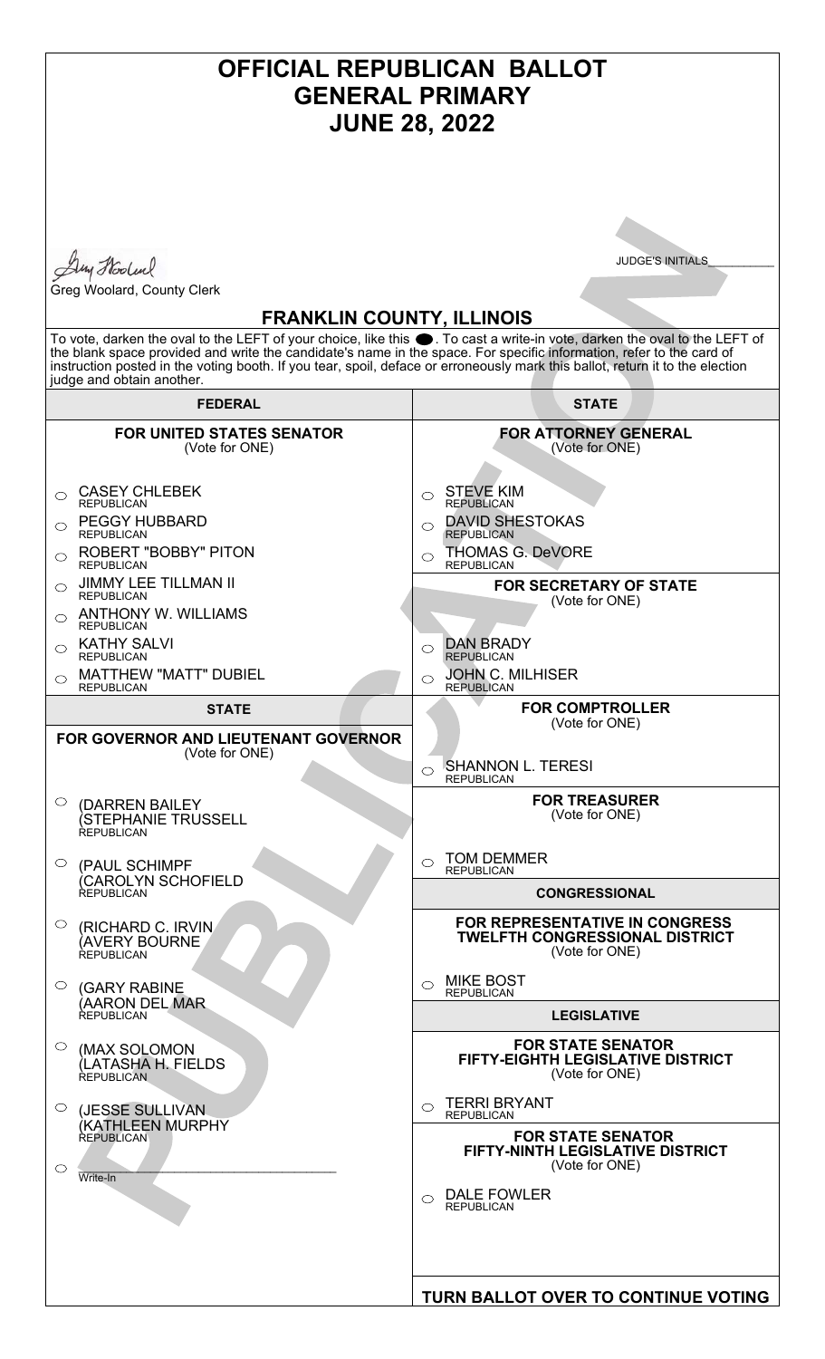# OFFICIAL REPUBLICAN BALLOT
# GENERAL PRIMARY
# JUNE 28, 2022

Greg Woolard, County Clerk

JUDGE'S INITIALS__________

## FRANKLIN COUNTY, ILLINOIS

To vote, darken the oval to the LEFT of your choice, like this ●. To cast a write-in vote, darken the oval to the LEFT of the blank space provided and write the candidate's name in the space. For specific information, refer to the card of instruction posted in the voting booth. If you tear, spoil, deface or erroneously mark this ballot, return it to the election judge and obtain another.

## FEDERAL

### FOR UNITED STATES SENATOR
(Vote for ONE)

- ○ CASEY CHLEBEK — REPUBLICAN
- ○ PEGGY HUBBARD — REPUBLICAN
- ○ ROBERT "BOBBY" PITON — REPUBLICAN
- ○ JIMMY LEE TILLMAN II — REPUBLICAN
- ○ ANTHONY W. WILLIAMS — REPUBLICAN
- ○ KATHY SALVI — REPUBLICAN
- ○ MATTHEW "MATT" DUBIEL — REPUBLICAN

## STATE

### FOR GOVERNOR AND LIEUTENANT GOVERNOR
(Vote for ONE)

- ○ (DARREN BAILEY (STEPHANIE TRUSSELL — REPUBLICAN
- ○ (PAUL SCHIMPF (CAROLYN SCHOFIELD — REPUBLICAN
- ○ (RICHARD C. IRVIN (AVERY BOURNE — REPUBLICAN
- ○ (GARY RABINE (AARON DEL MAR — REPUBLICAN
- ○ (MAX SOLOMON (LATASHA H. FIELDS — REPUBLICAN
- ○ (JESSE SULLIVAN (KATHLEEN MURPHY — REPUBLICAN
- ○ ______________________ Write-In

## STATE

### FOR ATTORNEY GENERAL
(Vote for ONE)

- ○ STEVE KIM — REPUBLICAN
- ○ DAVID SHESTOKAS — REPUBLICAN
- ○ THOMAS G. DeVORE — REPUBLICAN

### FOR SECRETARY OF STATE
(Vote for ONE)

- ○ DAN BRADY — REPUBLICAN
- ○ JOHN C. MILHISER — REPUBLICAN

### FOR COMPTROLLER
(Vote for ONE)

- ○ SHANNON L. TERESI — REPUBLICAN

### FOR TREASURER
(Vote for ONE)

- ○ TOM DEMMER — REPUBLICAN

## CONGRESSIONAL

### FOR REPRESENTATIVE IN CONGRESS TWELFTH CONGRESSIONAL DISTRICT
(Vote for ONE)

- ○ MIKE BOST — REPUBLICAN

## LEGISLATIVE

### FOR STATE SENATOR FIFTY-EIGHTH LEGISLATIVE DISTRICT
(Vote for ONE)

- ○ TERRI BRYANT — REPUBLICAN

### FOR STATE SENATOR FIFTY-NINTH LEGISLATIVE DISTRICT
(Vote for ONE)

- ○ DALE FOWLER — REPUBLICAN

**TURN BALLOT OVER TO CONTINUE VOTING**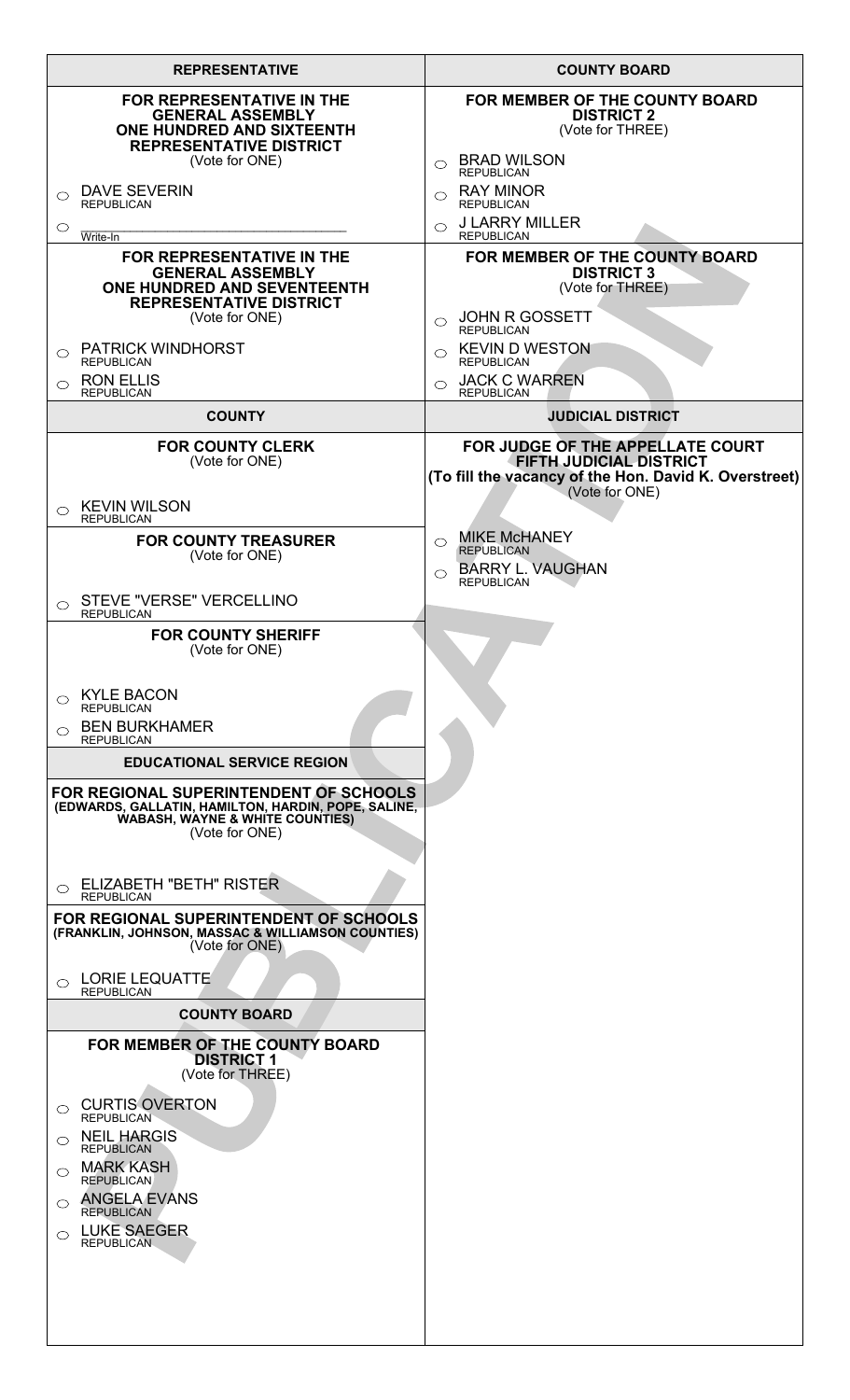## REPRESENTATIVE

### FOR REPRESENTATIVE IN THE GENERAL ASSEMBLY ONE HUNDRED AND SIXTEENTH REPRESENTATIVE DISTRICT
(Vote for ONE)

- ○ DAVE SEVERIN — REPUBLICAN
- ○ ______________________ Write-In

### FOR REPRESENTATIVE IN THE GENERAL ASSEMBLY ONE HUNDRED AND SEVENTEENTH REPRESENTATIVE DISTRICT
(Vote for ONE)

- ○ PATRICK WINDHORST — REPUBLICAN
- ○ RON ELLIS — REPUBLICAN

## COUNTY

### FOR COUNTY CLERK
(Vote for ONE)

- ○ KEVIN WILSON — REPUBLICAN

### FOR COUNTY TREASURER
(Vote for ONE)

- ○ STEVE "VERSE" VERCELLINO — REPUBLICAN

### FOR COUNTY SHERIFF
(Vote for ONE)

- ○ KYLE BACON — REPUBLICAN
- ○ BEN BURKHAMER — REPUBLICAN

## EDUCATIONAL SERVICE REGION

### FOR REGIONAL SUPERINTENDENT OF SCHOOLS (EDWARDS, GALLATIN, HAMILTON, HARDIN, POPE, SALINE, WABASH, WAYNE & WHITE COUNTIES)
(Vote for ONE)

- ○ ELIZABETH "BETH" RISTER — REPUBLICAN

### FOR REGIONAL SUPERINTENDENT OF SCHOOLS (FRANKLIN, JOHNSON, MASSAC & WILLIAMSON COUNTIES)
(Vote for ONE)

- ○ LORIE LEQUATTE — REPUBLICAN

## COUNTY BOARD

### FOR MEMBER OF THE COUNTY BOARD DISTRICT 1
(Vote for THREE)

- ○ CURTIS OVERTON — REPUBLICAN
- ○ NEIL HARGIS — REPUBLICAN
- ○ MARK KASH — REPUBLICAN
- ○ ANGELA EVANS — REPUBLICAN
- ○ LUKE SAEGER — REPUBLICAN

### FOR MEMBER OF THE COUNTY BOARD DISTRICT 2
(Vote for THREE)

- ○ BRAD WILSON — REPUBLICAN
- ○ RAY MINOR — REPUBLICAN
- ○ J LARRY MILLER — REPUBLICAN

### FOR MEMBER OF THE COUNTY BOARD DISTRICT 3
(Vote for THREE)

- ○ JOHN R GOSSETT — REPUBLICAN
- ○ KEVIN D WESTON — REPUBLICAN
- ○ JACK C WARREN — REPUBLICAN

## JUDICIAL DISTRICT

### FOR JUDGE OF THE APPELLATE COURT FIFTH JUDICIAL DISTRICT (To fill the vacancy of the Hon. David K. Overstreet)
(Vote for ONE)

- ○ MIKE McHANEY — REPUBLICAN
- ○ BARRY L. VAUGHAN — REPUBLICAN

PUBLICATION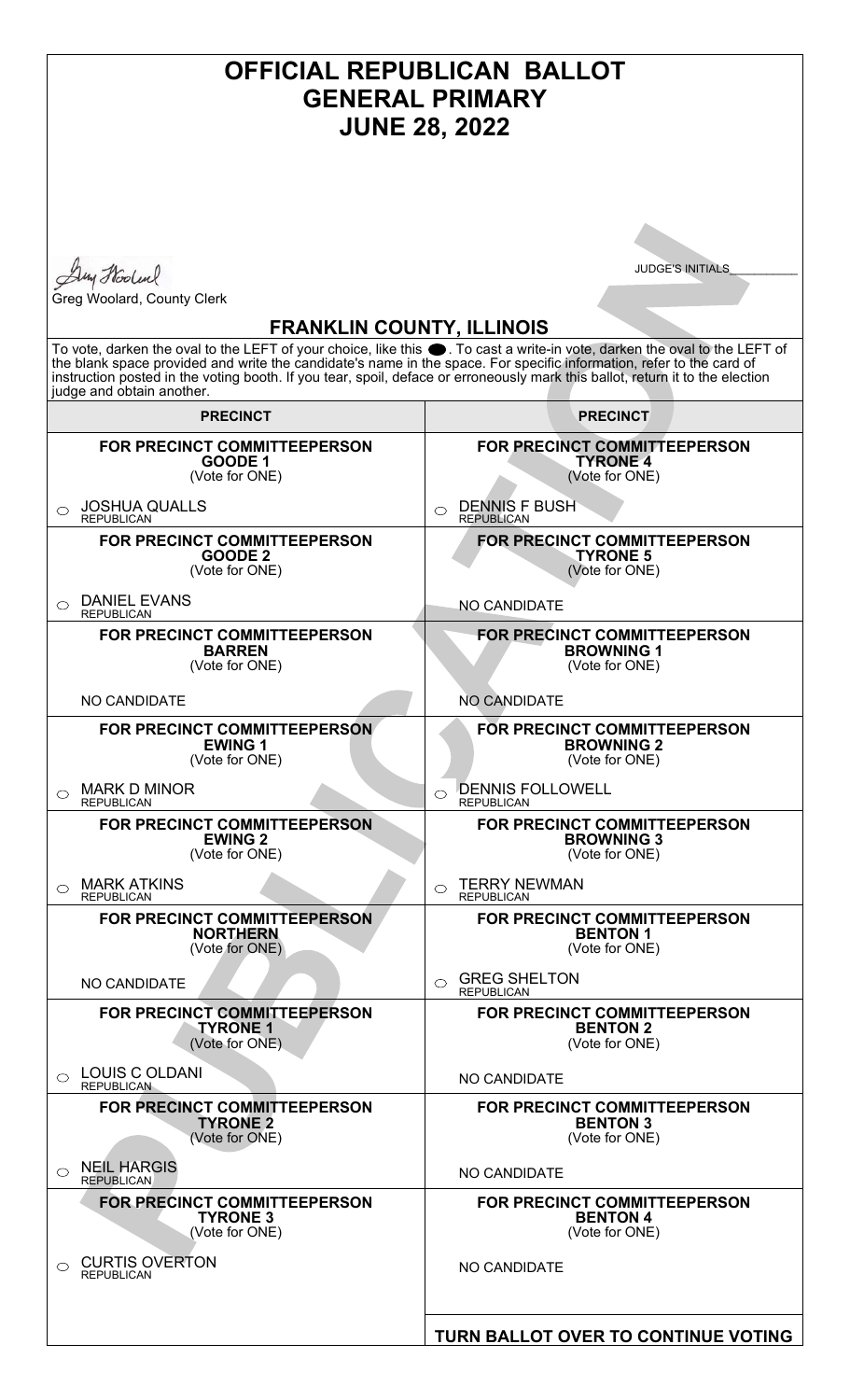# OFFICIAL REPUBLICAN BALLOT
# GENERAL PRIMARY
# JUNE 28, 2022

Greg Woolard, County Clerk

JUDGE'S INITIALS___________

## FRANKLIN COUNTY, ILLINOIS

To vote, darken the oval to the LEFT of your choice, like this ●. To cast a write-in vote, darken the oval to the LEFT of the blank space provided and write the candidate's name in the space. For specific information, refer to the card of instruction posted in the voting booth. If you tear, spoil, deface or erroneously mark this ballot, return it to the election judge and obtain another.

PUBLICATION

### PRECINCT

**FOR PRECINCT COMMITTEEPERSON**
**GOODE 1**
(Vote for ONE)

○ JOSHUA QUALLS
REPUBLICAN

**FOR PRECINCT COMMITTEEPERSON**
**GOODE 2**
(Vote for ONE)

○ DANIEL EVANS
REPUBLICAN

**FOR PRECINCT COMMITTEEPERSON**
**BARREN**
(Vote for ONE)

NO CANDIDATE

**FOR PRECINCT COMMITTEEPERSON**
**EWING 1**
(Vote for ONE)

○ MARK D MINOR
REPUBLICAN

**FOR PRECINCT COMMITTEEPERSON**
**EWING 2**
(Vote for ONE)

○ MARK ATKINS
REPUBLICAN

**FOR PRECINCT COMMITTEEPERSON**
**NORTHERN**
(Vote for ONE)

NO CANDIDATE

**FOR PRECINCT COMMITTEEPERSON**
**TYRONE 1**
(Vote for ONE)

○ LOUIS C OLDANI
REPUBLICAN

**FOR PRECINCT COMMITTEEPERSON**
**TYRONE 2**
(Vote for ONE)

○ NEIL HARGIS
REPUBLICAN

**FOR PRECINCT COMMITTEEPERSON**
**TYRONE 3**
(Vote for ONE)

○ CURTIS OVERTON
REPUBLICAN

### PRECINCT

**FOR PRECINCT COMMITTEEPERSON**
**TYRONE 4**
(Vote for ONE)

○ DENNIS F BUSH
REPUBLICAN

**FOR PRECINCT COMMITTEEPERSON**
**TYRONE 5**
(Vote for ONE)

NO CANDIDATE

**FOR PRECINCT COMMITTEEPERSON**
**BROWNING 1**
(Vote for ONE)

NO CANDIDATE

**FOR PRECINCT COMMITTEEPERSON**
**BROWNING 2**
(Vote for ONE)

○ DENNIS FOLLOWELL
REPUBLICAN

**FOR PRECINCT COMMITTEEPERSON**
**BROWNING 3**
(Vote for ONE)

○ TERRY NEWMAN
REPUBLICAN

**FOR PRECINCT COMMITTEEPERSON**
**BENTON 1**
(Vote for ONE)

○ GREG SHELTON
REPUBLICAN

**FOR PRECINCT COMMITTEEPERSON**
**BENTON 2**
(Vote for ONE)

NO CANDIDATE

**FOR PRECINCT COMMITTEEPERSON**
**BENTON 3**
(Vote for ONE)

NO CANDIDATE

**FOR PRECINCT COMMITTEEPERSON**
**BENTON 4**
(Vote for ONE)

NO CANDIDATE

**TURN BALLOT OVER TO CONTINUE VOTING**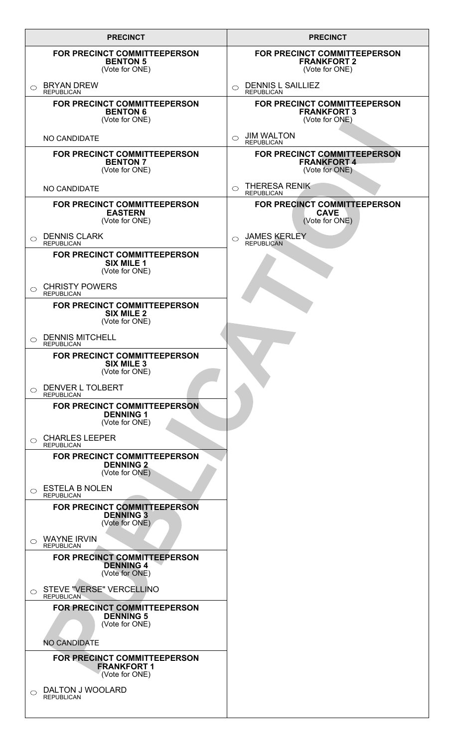| PRECINCT | PRECINCT |
|---|---|
| **FOR PRECINCT COMMITTEEPERSON**<br>**BENTON 5**<br>(Vote for ONE) | **FOR PRECINCT COMMITTEEPERSON**<br>**FRANKFORT 2**<br>(Vote for ONE) |
| ○ BRYAN DREW<br>REPUBLICAN | ○ DENNIS L SAILLIEZ<br>REPUBLICAN |
| **FOR PRECINCT COMMITTEEPERSON**<br>**BENTON 6**<br>(Vote for ONE) | **FOR PRECINCT COMMITTEEPERSON**<br>**FRANKFORT 3**<br>(Vote for ONE) |
| NO CANDIDATE | ○ JIM WALTON<br>REPUBLICAN |
| **FOR PRECINCT COMMITTEEPERSON**<br>**BENTON 7**<br>(Vote for ONE) | **FOR PRECINCT COMMITTEEPERSON**<br>**FRANKFORT 4**<br>(Vote for ONE) |
| NO CANDIDATE | ○ THERESA RENIK<br>REPUBLICAN |
| **FOR PRECINCT COMMITTEEPERSON**<br>**EASTERN**<br>(Vote for ONE) | **FOR PRECINCT COMMITTEEPERSON**<br>**CAVE**<br>(Vote for ONE) |
| ○ DENNIS CLARK<br>REPUBLICAN | ○ JAMES KERLEY<br>REPUBLICAN |
| **FOR PRECINCT COMMITTEEPERSON**<br>**SIX MILE 1**<br>(Vote for ONE) | |
| ○ CHRISTY POWERS<br>REPUBLICAN | |
| **FOR PRECINCT COMMITTEEPERSON**<br>**SIX MILE 2**<br>(Vote for ONE) | |
| ○ DENNIS MITCHELL<br>REPUBLICAN | |
| **FOR PRECINCT COMMITTEEPERSON**<br>**SIX MILE 3**<br>(Vote for ONE) | |
| ○ DENVER L TOLBERT<br>REPUBLICAN | |
| **FOR PRECINCT COMMITTEEPERSON**<br>**DENNING 1**<br>(Vote for ONE) | |
| ○ CHARLES LEEPER<br>REPUBLICAN | |
| **FOR PRECINCT COMMITTEEPERSON**<br>**DENNING 2**<br>(Vote for ONE) | |
| ○ ESTELA B NOLEN<br>REPUBLICAN | |
| **FOR PRECINCT COMMITTEEPERSON**<br>**DENNING 3**<br>(Vote for ONE) | |
| ○ WAYNE IRVIN<br>REPUBLICAN | |
| **FOR PRECINCT COMMITTEEPERSON**<br>**DENNING 4**<br>(Vote for ONE) | |
| ○ STEVE "VERSE" VERCELLINO<br>REPUBLICAN | |
| **FOR PRECINCT COMMITTEEPERSON**<br>**DENNING 5**<br>(Vote for ONE) | |
| NO CANDIDATE | |
| **FOR PRECINCT COMMITTEEPERSON**<br>**FRANKFORT 1**<br>(Vote for ONE) | |
| ○ DALTON J WOOLARD<br>REPUBLICAN | |

PUBLICATION